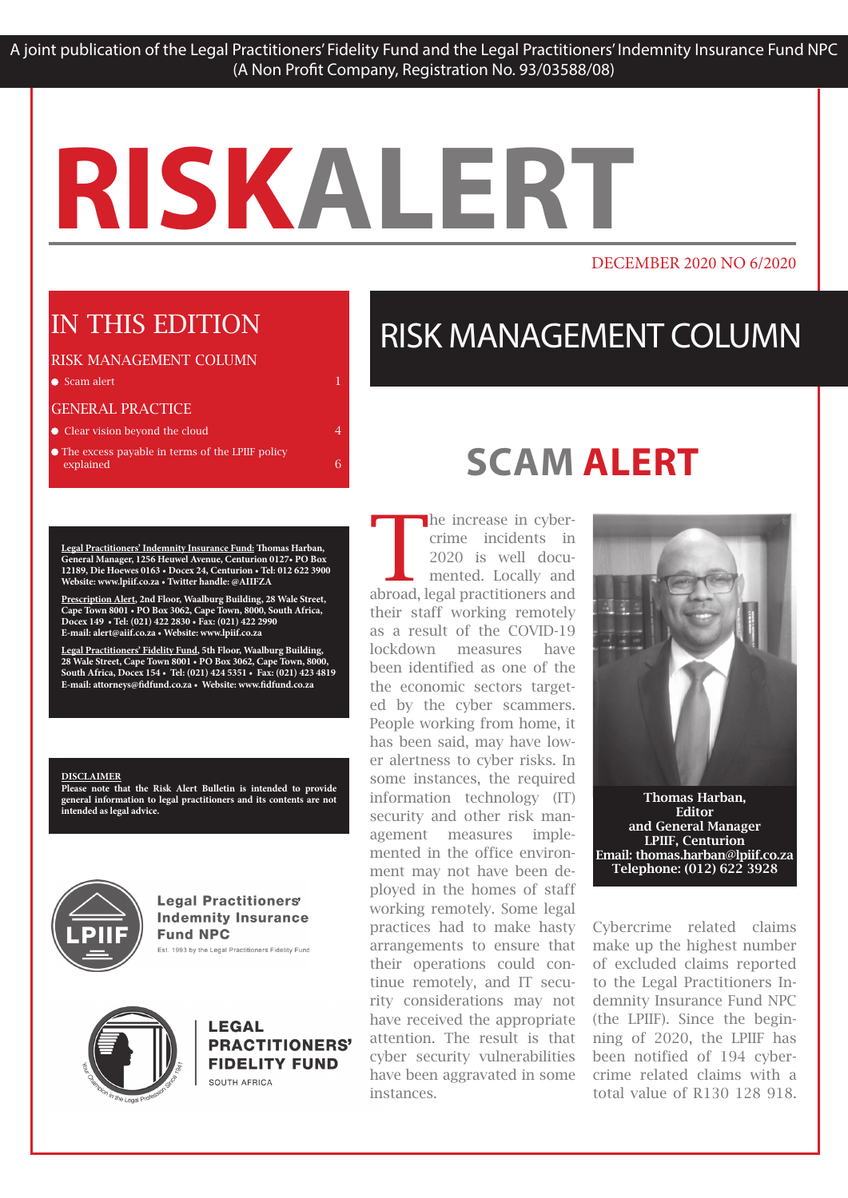A joint publication of the Legal Practitioners' Fidelity Fund and the Legal Practitioners' Indemnity Insurance Fund NPC (A Non Profit Company, Registration No. 93/03588/08)

# RISKALERT

DECEMBER 2020 NO 6/2020

## IN THIS EDITION

RISK MANAGEMENT COLUMN

- Scam alert 1

GENERAL PRACTICE

- Clear vision beyond the cloud 4
- The excess payable in terms of the LPIIF policy explained 6

**Legal Practitioners' Indemnity Insurance Fund: Thomas Harban, General Manager, 1256 Heuwel Avenue, Centurion 0127• PO Box 12189, Die Hoewes 0163 • Docex 24, Centurion • Tel: 012 622 3900 Website: www.lpiif.co.za • Twitter handle: @AIIFZA**

**Prescription Alert, 2nd Floor, Waalburg Building, 28 Wale Street, Cape Town 8001 • PO Box 3062, Cape Town, 8000, South Africa, Docex 149 • Tel: (021) 422 2830 • Fax: (021) 422 2990 E-mail: alert@aiif.co.za • Website: www.lpiif.co.za**

**Legal Practitioners' Fidelity Fund, 5th Floor, Waalburg Building, 28 Wale Street, Cape Town 8001 • PO Box 3062, Cape Town, 8000, South Africa, Docex 154 • Tel: (021) 424 5351 • Fax: (021) 423 4819 E-mail: attorneys@fidfund.co.za • Website: www.fidfund.co.za**

**DISCLAIMER**
**Please note that the Risk Alert Bulletin is intended to provide general information to legal practitioners and its contents are not intended as legal advice.**

Legal Practitioners' Indemnity Insurance Fund NPC
Est. 1993 by the Legal Practitioners Fidelity Fund

LEGAL PRACTITIONERS' FIDELITY FUND
SOUTH AFRICA

## RISK MANAGEMENT COLUMN

# SCAM ALERT

The increase in cybercrime incidents in 2020 is well documented. Locally and abroad, legal practitioners and their staff working remotely as a result of the COVID-19 lockdown measures have been identified as one of the the economic sectors targeted by the cyber scammers. People working from home, it has been said, may have lower alertness to cyber risks. In some instances, the required information technology (IT) security and other risk management measures implemented in the office environment may not have been deployed in the homes of staff working remotely. Some legal practices had to make hasty arrangements to ensure that their operations could continue remotely, and IT security considerations may not have received the appropriate attention. The result is that cyber security vulnerabilities have been aggravated in some instances.

**Thomas Harban,**
**Editor**
**and General Manager**
**LPIIF, Centurion**
**Email: thomas.harban@lpiif.co.za**
**Telephone: (012) 622 3928**

Cybercrime related claims make up the highest number of excluded claims reported to the Legal Practitioners Indemnity Insurance Fund NPC (the LPIIF). Since the beginning of 2020, the LPIIF has been notified of 194 cybercrime related claims with a total value of R130 128 918.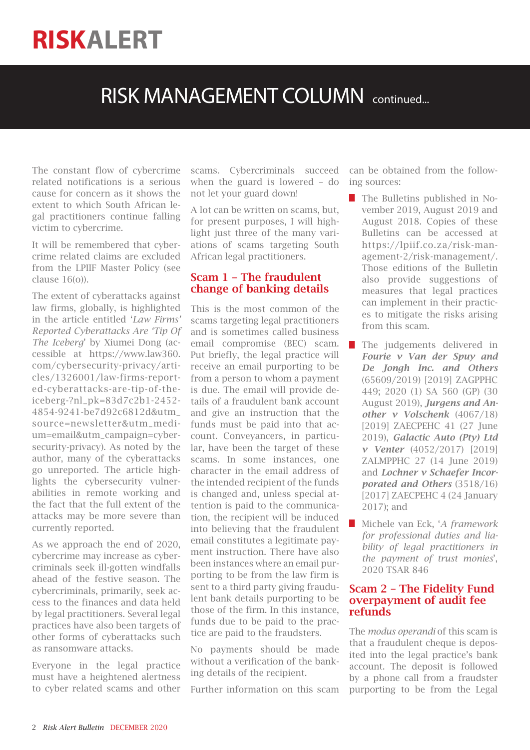# RISKALERT

## RISK MANAGEMENT COLUMN continued...

The constant flow of cybercrime related notifications is a serious cause for concern as it shows the extent to which South African legal practitioners continue falling victim to cybercrime.

It will be remembered that cybercrime related claims are excluded from the LPIIF Master Policy (see clause 16(o)).

The extent of cyberattacks against law firms, globally, is highlighted in the article entitled '*Law Firms' Reported Cyberattacks Are 'Tip Of The Iceberg*' by Xiumei Dong (accessible at https://www.law360.com/cybersecurity-privacy/articles/1326001/law-firms-reported-cyberattacks-are-tip-of-the-iceberg-?nl_pk=83d7c2b1-2452-4854-9241-be7d92c6812d&utm_source=newsletter&utm_medium=email&utm_campaign=cybersecurity-privacy). As noted by the author, many of the cyberattacks go unreported. The article highlights the cybersecurity vulnerabilities in remote working and the fact that the full extent of the attacks may be more severe than currently reported.

As we approach the end of 2020, cybercrime may increase as cybercriminals seek ill-gotten windfalls ahead of the festive season. The cybercriminals, primarily, seek access to the finances and data held by legal practitioners. Several legal practices have also been targets of other forms of cyberattacks such as ransomware attacks.

Everyone in the legal practice must have a heightened alertness to cyber related scams and other scams. Cybercriminals succeed when the guard is lowered – do not let your guard down!

A lot can be written on scams, but, for present purposes, I will highlight just three of the many variations of scams targeting South African legal practitioners.

### Scam 1 – The fraudulent change of banking details

This is the most common of the scams targeting legal practitioners and is sometimes called business email compromise (BEC) scam. Put briefly, the legal practice will receive an email purporting to be from a person to whom a payment is due. The email will provide details of a fraudulent bank account and give an instruction that the funds must be paid into that account. Conveyancers, in particular, have been the target of these scams. In some instances, one character in the email address of the intended recipient of the funds is changed and, unless special attention is paid to the communication, the recipient will be induced into believing that the fraudulent email constitutes a legitimate payment instruction. There have also been instances where an email purporting to be from the law firm is sent to a third party giving fraudulent bank details purporting to be those of the firm. In this instance, funds due to be paid to the practice are paid to the fraudsters.

No payments should be made without a verification of the banking details of the recipient.

Further information on this scam can be obtained from the following sources:

- The Bulletins published in November 2019, August 2019 and August 2018. Copies of these Bulletins can be accessed at https://lpiif.co.za/risk-management-2/risk-management/. Those editions of the Bulletin also provide suggestions of measures that legal practices can implement in their practices to mitigate the risks arising from this scam.
- The judgements delivered in ***Fourie v Van der Spuy and De Jongh Inc. and Others*** (65609/2019) [2019] ZAGPPHC 449; 2020 (1) SA 560 (GP) (30 August 2019), ***Jurgens and Another v Volschenk*** (4067/18) [2019] ZAECPEHC 41 (27 June 2019), ***Galactic Auto (Pty) Ltd v Venter*** (4052/2017) [2019] ZALMPPHC 27 (14 June 2019) and ***Lochner v Schaefer Incorporated and Others*** (3518/16) [2017] ZAECPEHC 4 (24 January 2017); and
- Michele van Eck, '*A framework for professional duties and liability of legal practitioners in the payment of trust monies*', 2020 TSAR 846

### Scam 2 – The Fidelity Fund overpayment of audit fee refunds

The *modus operandi* of this scam is that a fraudulent cheque is deposited into the legal practice's bank account. The deposit is followed by a phone call from a fraudster purporting to be from the Legal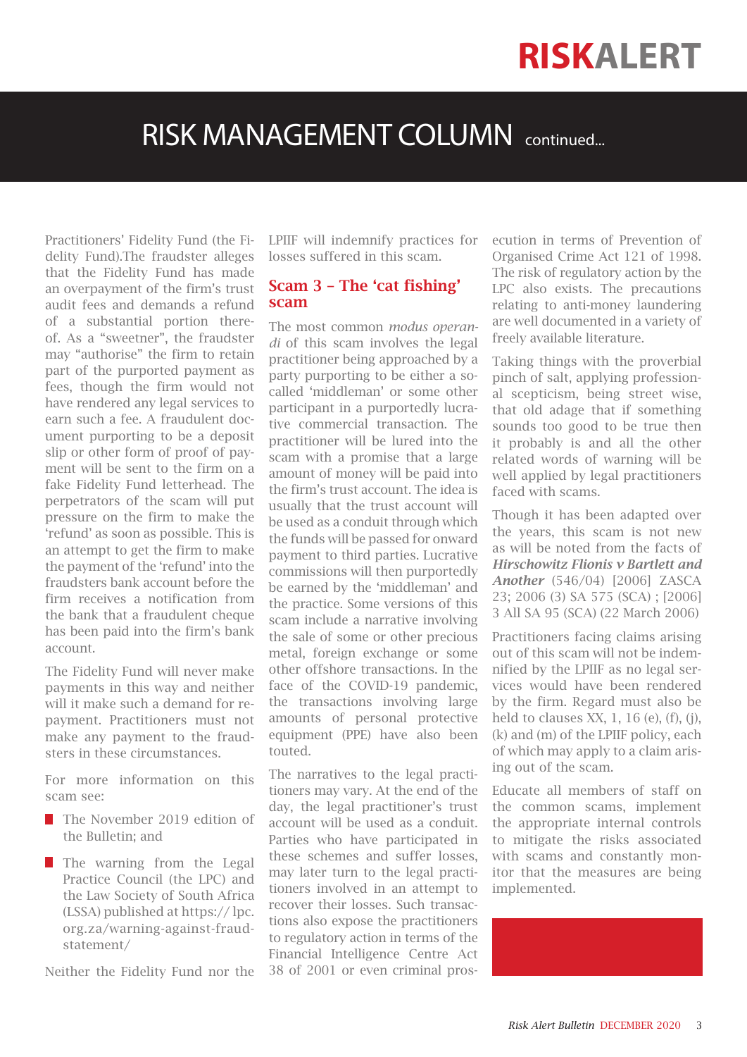# RISK MANAGEMENT COLUMN continued...

Practitioners' Fidelity Fund (the Fidelity Fund).The fraudster alleges that the Fidelity Fund has made an overpayment of the firm's trust audit fees and demands a refund of a substantial portion thereof. As a "sweetner", the fraudster may "authorise" the firm to retain part of the purported payment as fees, though the firm would not have rendered any legal services to earn such a fee. A fraudulent document purporting to be a deposit slip or other form of proof of payment will be sent to the firm on a fake Fidelity Fund letterhead. The perpetrators of the scam will put pressure on the firm to make the 'refund' as soon as possible. This is an attempt to get the firm to make the payment of the 'refund' into the fraudsters bank account before the firm receives a notification from the bank that a fraudulent cheque has been paid into the firm's bank account.

The Fidelity Fund will never make payments in this way and neither will it make such a demand for repayment. Practitioners must not make any payment to the fraudsters in these circumstances.

For more information on this scam see:

- The November 2019 edition of the Bulletin; and
- The warning from the Legal Practice Council (the LPC) and the Law Society of South Africa (LSSA) published at https:// lpc.org.za/warning-against-fraud-statement/

Neither the Fidelity Fund nor the LPIIF will indemnify practices for losses suffered in this scam.

## Scam 3 – The 'cat fishing' scam

The most common *modus operandi* of this scam involves the legal practitioner being approached by a party purporting to be either a so-called 'middleman' or some other participant in a purportedly lucrative commercial transaction. The practitioner will be lured into the scam with a promise that a large amount of money will be paid into the firm's trust account. The idea is usually that the trust account will be used as a conduit through which the funds will be passed for onward payment to third parties. Lucrative commissions will then purportedly be earned by the 'middleman' and the practice. Some versions of this scam include a narrative involving the sale of some or other precious metal, foreign exchange or some other offshore transactions. In the face of the COVID-19 pandemic, the transactions involving large amounts of personal protective equipment (PPE) have also been touted.

The narratives to the legal practitioners may vary. At the end of the day, the legal practitioner's trust account will be used as a conduit. Parties who have participated in these schemes and suffer losses, may later turn to the legal practitioners involved in an attempt to recover their losses. Such transactions also expose the practitioners to regulatory action in terms of the Financial Intelligence Centre Act 38 of 2001 or even criminal prosecution in terms of Prevention of Organised Crime Act 121 of 1998. The risk of regulatory action by the LPC also exists. The precautions relating to anti-money laundering are well documented in a variety of freely available literature.

Taking things with the proverbial pinch of salt, applying professional scepticism, being street wise, that old adage that if something sounds too good to be true then it probably is and all the other related words of warning will be well applied by legal practitioners faced with scams.

Though it has been adapted over the years, this scam is not new as will be noted from the facts of ***Hirschowitz Flionis v Bartlett and Another*** (546/04) [2006] ZASCA 23; 2006 (3) SA 575 (SCA) ; [2006] 3 All SA 95 (SCA) (22 March 2006)

Practitioners facing claims arising out of this scam will not be indemnified by the LPIIF as no legal services would have been rendered by the firm. Regard must also be held to clauses XX, 1, 16 (e), (f), (j), (k) and (m) of the LPIIF policy, each of which may apply to a claim arising out of the scam.

Educate all members of staff on the common scams, implement the appropriate internal controls to mitigate the risks associated with scams and constantly monitor that the measures are being implemented.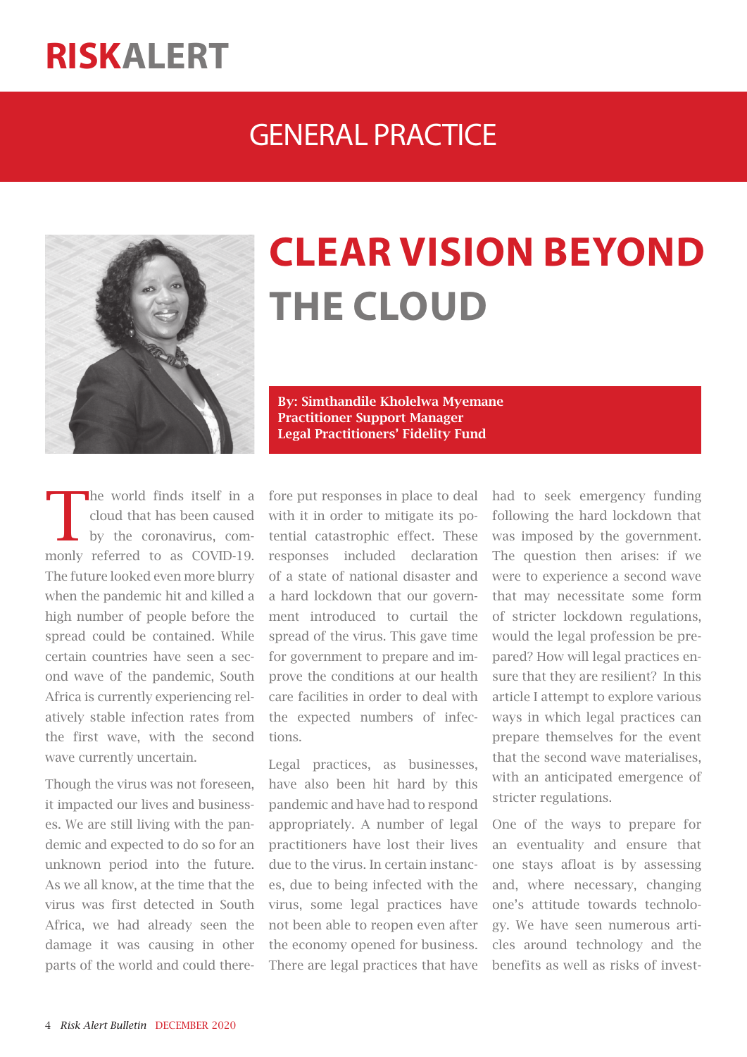# RISKALERT

## GENERAL PRACTICE

# CLEAR VISION BEYOND THE CLOUD

**By: Simthandile Kholelwa Myemane**
**Practitioner Support Manager**
**Legal Practitioners' Fidelity Fund**

The world finds itself in a cloud that has been caused by the coronavirus, commonly referred to as COVID-19. The future looked even more blurry when the pandemic hit and killed a high number of people before the spread could be contained. While certain countries have seen a second wave of the pandemic, South Africa is currently experiencing relatively stable infection rates from the first wave, with the second wave currently uncertain.

Though the virus was not foreseen, it impacted our lives and businesses. We are still living with the pandemic and expected to do so for an unknown period into the future. As we all know, at the time that the virus was first detected in South Africa, we had already seen the damage it was causing in other parts of the world and could therefore put responses in place to deal with it in order to mitigate its potential catastrophic effect. These responses included declaration of a state of national disaster and a hard lockdown that our government introduced to curtail the spread of the virus. This gave time for government to prepare and improve the conditions at our health care facilities in order to deal with the expected numbers of infections.

Legal practices, as businesses, have also been hit hard by this pandemic and have had to respond appropriately. A number of legal practitioners have lost their lives due to the virus. In certain instances, due to being infected with the virus, some legal practices have not been able to reopen even after the economy opened for business. There are legal practices that have had to seek emergency funding following the hard lockdown that was imposed by the government. The question then arises: if we were to experience a second wave that may necessitate some form of stricter lockdown regulations, would the legal profession be prepared? How will legal practices ensure that they are resilient? In this article I attempt to explore various ways in which legal practices can prepare themselves for the event that the second wave materialises, with an anticipated emergence of stricter regulations.

One of the ways to prepare for an eventuality and ensure that one stays afloat is by assessing and, where necessary, changing one's attitude towards technology. We have seen numerous articles around technology and the benefits as well as risks of invest-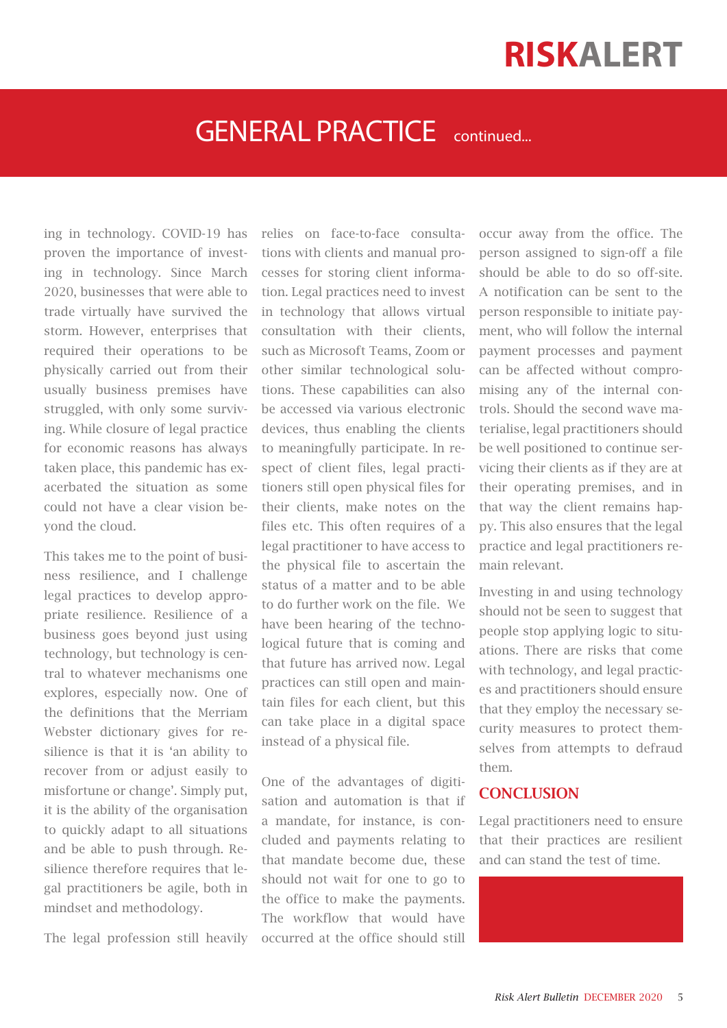## GENERAL PRACTICE continued...

ing in technology. COVID-19 has proven the importance of investing in technology. Since March 2020, businesses that were able to trade virtually have survived the storm. However, enterprises that required their operations to be physically carried out from their usually business premises have struggled, with only some surviving. While closure of legal practice for economic reasons has always taken place, this pandemic has exacerbated the situation as some could not have a clear vision beyond the cloud.

This takes me to the point of business resilience, and I challenge legal practices to develop appropriate resilience. Resilience of a business goes beyond just using technology, but technology is central to whatever mechanisms one explores, especially now. One of the definitions that the Merriam Webster dictionary gives for resilience is that it is 'an ability to recover from or adjust easily to misfortune or change'. Simply put, it is the ability of the organisation to quickly adapt to all situations and be able to push through. Resilience therefore requires that legal practitioners be agile, both in mindset and methodology.

The legal profession still heavily relies on face-to-face consultations with clients and manual processes for storing client information. Legal practices need to invest in technology that allows virtual consultation with their clients, such as Microsoft Teams, Zoom or other similar technological solutions. These capabilities can also be accessed via various electronic devices, thus enabling the clients to meaningfully participate. In respect of client files, legal practitioners still open physical files for their clients, make notes on the files etc. This often requires of a legal practitioner to have access to the physical file to ascertain the status of a matter and to be able to do further work on the file. We have been hearing of the technological future that is coming and that future has arrived now. Legal practices can still open and maintain files for each client, but this can take place in a digital space instead of a physical file.

One of the advantages of digitisation and automation is that if a mandate, for instance, is concluded and payments relating to that mandate become due, these should not wait for one to go to the office to make the payments. The workflow that would have occurred at the office should still occur away from the office. The person assigned to sign-off a file should be able to do so off-site. A notification can be sent to the person responsible to initiate payment, who will follow the internal payment processes and payment can be affected without compromising any of the internal controls. Should the second wave materialise, legal practitioners should be well positioned to continue servicing their clients as if they are at their operating premises, and in that way the client remains happy. This also ensures that the legal practice and legal practitioners remain relevant.

Investing in and using technology should not be seen to suggest that people stop applying logic to situations. There are risks that come with technology, and legal practices and practitioners should ensure that they employ the necessary security measures to protect themselves from attempts to defraud them.

### CONCLUSION

Legal practitioners need to ensure that their practices are resilient and can stand the test of time.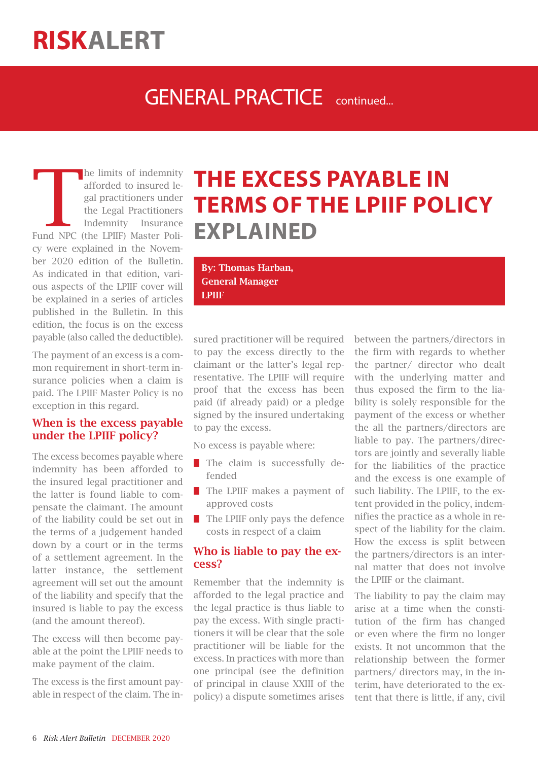# THE EXCESS PAYABLE IN TERMS OF THE LPIIF POLICY EXPLAINED

**By: Thomas Harban, General Manager LPIIF**

The limits of indemnity afforded to insured legal practitioners under the Legal Practitioners Indemnity Insurance Fund NPC (the LPIIF) Master Policy were explained in the November 2020 edition of the Bulletin. As indicated in that edition, various aspects of the LPIIF cover will be explained in a series of articles published in the Bulletin. In this edition, the focus is on the excess payable (also called the deductible).

The payment of an excess is a common requirement in short-term insurance policies when a claim is paid. The LPIIF Master Policy is no exception in this regard.

## When is the excess payable under the LPIIF policy?

The excess becomes payable where indemnity has been afforded to the insured legal practitioner and the latter is found liable to compensate the claimant. The amount of the liability could be set out in the terms of a judgement handed down by a court or in the terms of a settlement agreement. In the latter instance, the settlement agreement will set out the amount of the liability and specify that the insured is liable to pay the excess (and the amount thereof).

The excess will then become payable at the point the LPIIF needs to make payment of the claim.

The excess is the first amount payable in respect of the claim. The insured practitioner will be required to pay the excess directly to the claimant or the latter's legal representative. The LPIIF will require proof that the excess has been paid (if already paid) or a pledge signed by the insured undertaking to pay the excess.

No excess is payable where:

- The claim is successfully defended
- The LPIIF makes a payment of approved costs
- The LPIIF only pays the defence costs in respect of a claim

## Who is liable to pay the excess?

Remember that the indemnity is afforded to the legal practice and the legal practice is thus liable to pay the excess. With single practitioners it will be clear that the sole practitioner will be liable for the excess. In practices with more than one principal (see the definition of principal in clause XXIII of the policy) a dispute sometimes arises between the partners/directors in the firm with regards to whether the partner/ director who dealt with the underlying matter and thus exposed the firm to the liability is solely responsible for the payment of the excess or whether the all the partners/directors are liable to pay. The partners/directors are jointly and severally liable for the liabilities of the practice and the excess is one example of such liability. The LPIIF, to the extent provided in the policy, indemnifies the practice as a whole in respect of the liability for the claim. How the excess is split between the partners/directors is an internal matter that does not involve the LPIIF or the claimant.

The liability to pay the claim may arise at a time when the constitution of the firm has changed or even where the firm no longer exists. It not uncommon that the relationship between the former partners/ directors may, in the interim, have deteriorated to the extent that there is little, if any, civil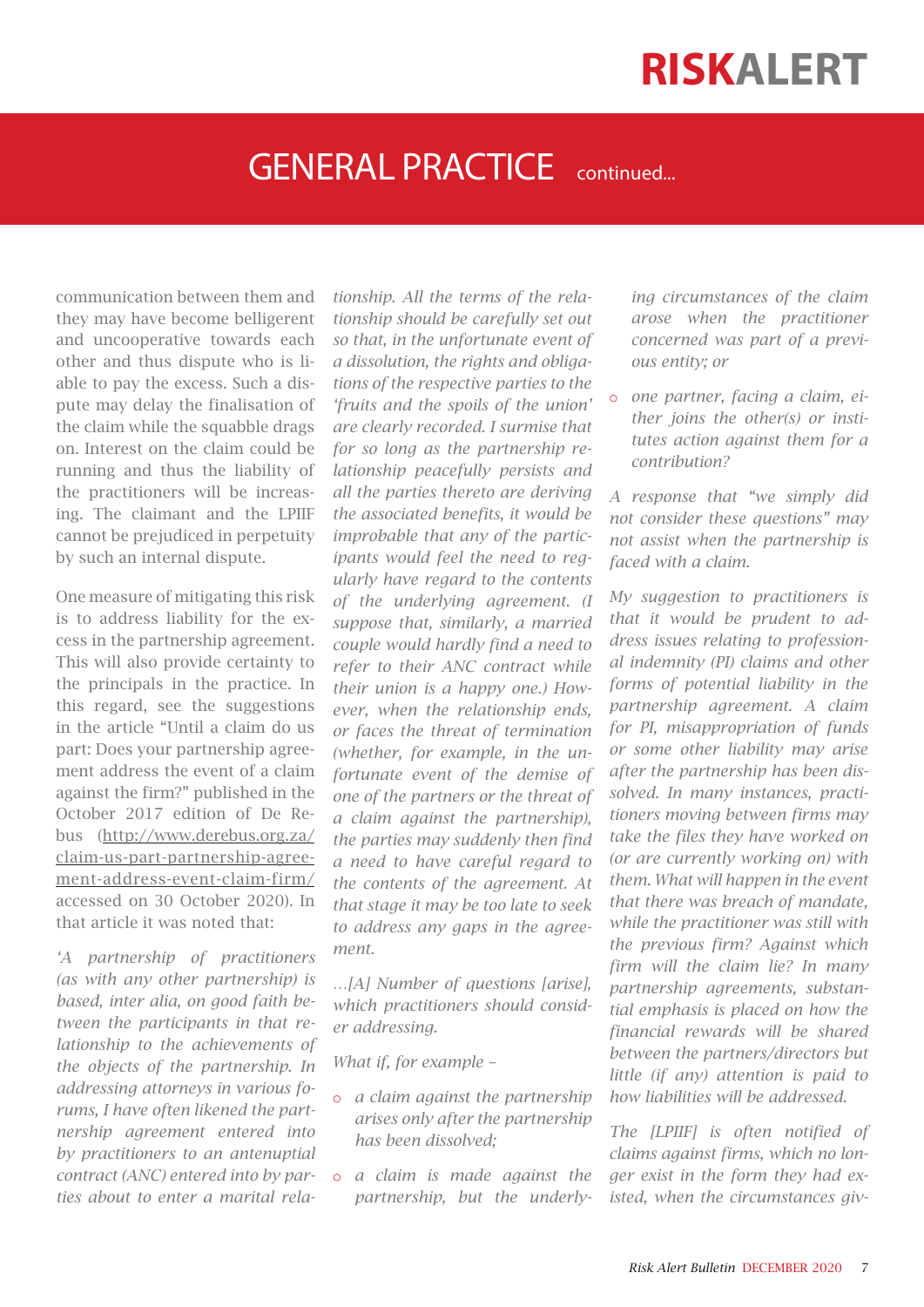## GENERAL PRACTICE continued...

communication between them and they may have become belligerent and uncooperative towards each other and thus dispute who is liable to pay the excess. Such a dispute may delay the finalisation of the claim while the squabble drags on. Interest on the claim could be running and thus the liability of the practitioners will be increasing. The claimant and the LPIIF cannot be prejudiced in perpetuity by such an internal dispute.

One measure of mitigating this risk is to address liability for the excess in the partnership agreement. This will also provide certainty to the principals in the practice. In this regard, see the suggestions in the article "Until a claim do us part: Does your partnership agreement address the event of a claim against the firm?" published in the October 2017 edition of De Rebus (http://www.derebus.org.za/claim-us-part-partnership-agreement-address-event-claim-firm/ accessed on 30 October 2020). In that article it was noted that:

*'A partnership of practitioners (as with any other partnership) is based, inter alia, on good faith between the participants in that relationship to the achievements of the objects of the partnership. In addressing attorneys in various forums, I have often likened the partnership agreement entered into by practitioners to an antenuptial contract (ANC) entered into by parties about to enter a marital relationship. All the terms of the relationship should be carefully set out so that, in the unfortunate event of a dissolution, the rights and obligations of the respective parties to the 'fruits and the spoils of the union' are clearly recorded. I surmise that for so long as the partnership relationship peacefully persists and all the parties thereto are deriving the associated benefits, it would be improbable that any of the participants would feel the need to regularly have regard to the contents of the underlying agreement. (I suppose that, similarly, a married couple would hardly find a need to refer to their ANC contract while their union is a happy one.) However, when the relationship ends, or faces the threat of termination (whether, for example, in the unfortunate event of the demise of one of the partners or the threat of a claim against the partnership), the parties may suddenly then find a need to have careful regard to the contents of the agreement. At that stage it may be too late to seek to address any gaps in the agreement.*

*...[A] Number of questions [arise], which practitioners should consider addressing.*

*What if, for example –*

- *a claim against the partnership arises only after the partnership has been dissolved;*
- *a claim is made against the partnership, but the underlying circumstances of the claim arose when the practitioner concerned was part of a previous entity; or*
- *one partner, facing a claim, either joins the other(s) or institutes action against them for a contribution?*

*A response that "we simply did not consider these questions" may not assist when the partnership is faced with a claim.*

*My suggestion to practitioners is that it would be prudent to address issues relating to professional indemnity (PI) claims and other forms of potential liability in the partnership agreement. A claim for PI, misappropriation of funds or some other liability may arise after the partnership has been dissolved. In many instances, practitioners moving between firms may take the files they have worked on (or are currently working on) with them. What will happen in the event that there was breach of mandate, while the practitioner was still with the previous firm? Against which firm will the claim lie? In many partnership agreements, substantial emphasis is placed on how the financial rewards will be shared between the partners/directors but little (if any) attention is paid to how liabilities will be addressed.*

*The [LPIIF] is often notified of claims against firms, which no longer exist in the form they had existed, when the circumstances giv-*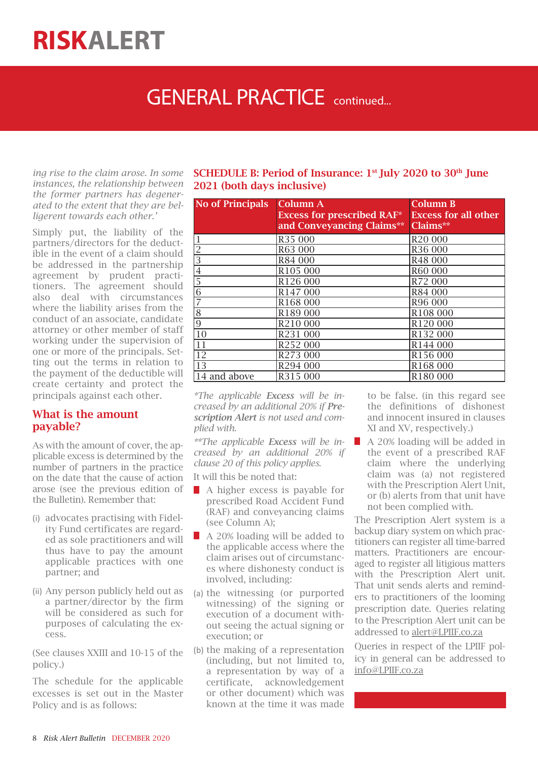# RISKALERT

## GENERAL PRACTICE continued...

*ing rise to the claim arose. In some instances, the relationship between the former partners has degenerated to the extent that they are belligerent towards each other.'*

Simply put, the liability of the partners/directors for the deductible in the event of a claim should be addressed in the partnership agreement by prudent practitioners. The agreement should also deal with circumstances where the liability arises from the conduct of an associate, candidate attorney or other member of staff working under the supervision of one or more of the principals. Setting out the terms in relation to the payment of the deductible will create certainty and protect the principals against each other.

### What is the amount payable?

As with the amount of cover, the applicable excess is determined by the number of partners in the practice on the date that the cause of action arose (see the previous edition of the Bulletin). Remember that:

(i) advocates practising with Fidelity Fund certificates are regarded as sole practitioners and will thus have to pay the amount applicable practices with one partner; and

(ii) Any person publicly held out as a partner/director by the firm will be considered as such for purposes of calculating the excess.

(See clauses XXIII and 10-15 of the policy.)

The schedule for the applicable excesses is set out in the Master Policy and is as follows:

### SCHEDULE B: Period of Insurance: 1st July 2020 to 30th June 2021 (both days inclusive)

| No of Principals | Column A Excess for prescribed RAF* and Conveyancing Claims** | Column B Excess for all other Claims** |
|---|---|---|
| 1 | R35 000 | R20 000 |
| 2 | R63 000 | R36 000 |
| 3 | R84 000 | R48 000 |
| 4 | R105 000 | R60 000 |
| 5 | R126 000 | R72 000 |
| 6 | R147 000 | R84 000 |
| 7 | R168 000 | R96 000 |
| 8 | R189 000 | R108 000 |
| 9 | R210 000 | R120 000 |
| 10 | R231 000 | R132 000 |
| 11 | R252 000 | R144 000 |
| 12 | R273 000 | R156 000 |
| 13 | R294 000 | R168 000 |
| 14 and above | R315 000 | R180 000 |

*\*The applicable **Excess** will be increased by an additional 20% if **Prescription Alert** is not used and complied with.*

*\*\*The applicable **Excess** will be increased by an additional 20% if clause 20 of this policy applies.*

It will this be noted that:

- A higher excess is payable for prescribed Road Accident Fund (RAF) and conveyancing claims (see Column A);
- A 20% loading will be added to the applicable access where the claim arises out of circumstances where dishonesty conduct is involved, including:

(a) the witnessing (or purported witnessing) of the signing or execution of a document without seeing the actual signing or execution; or

(b) the making of a representation (including, but not limited to, a representation by way of a certificate, acknowledgement or other document) which was known at the time it was made to be false. (in this regard see the definitions of dishonest and innocent insured in clauses XI and XV, respectively.)

- A 20% loading will be added in the event of a prescribed RAF claim where the underlying claim was (a) not registered with the Prescription Alert Unit, or (b) alerts from that unit have not been complied with.

The Prescription Alert system is a backup diary system on which practitioners can register all time-barred matters. Practitioners are encouraged to register all litigious matters with the Prescription Alert unit. That unit sends alerts and reminders to practitioners of the looming prescription date. Queries relating to the Prescription Alert unit can be addressed to alert@LPIIF.co.za

Queries in respect of the LPIIF policy in general can be addressed to info@LPIIF.co.za